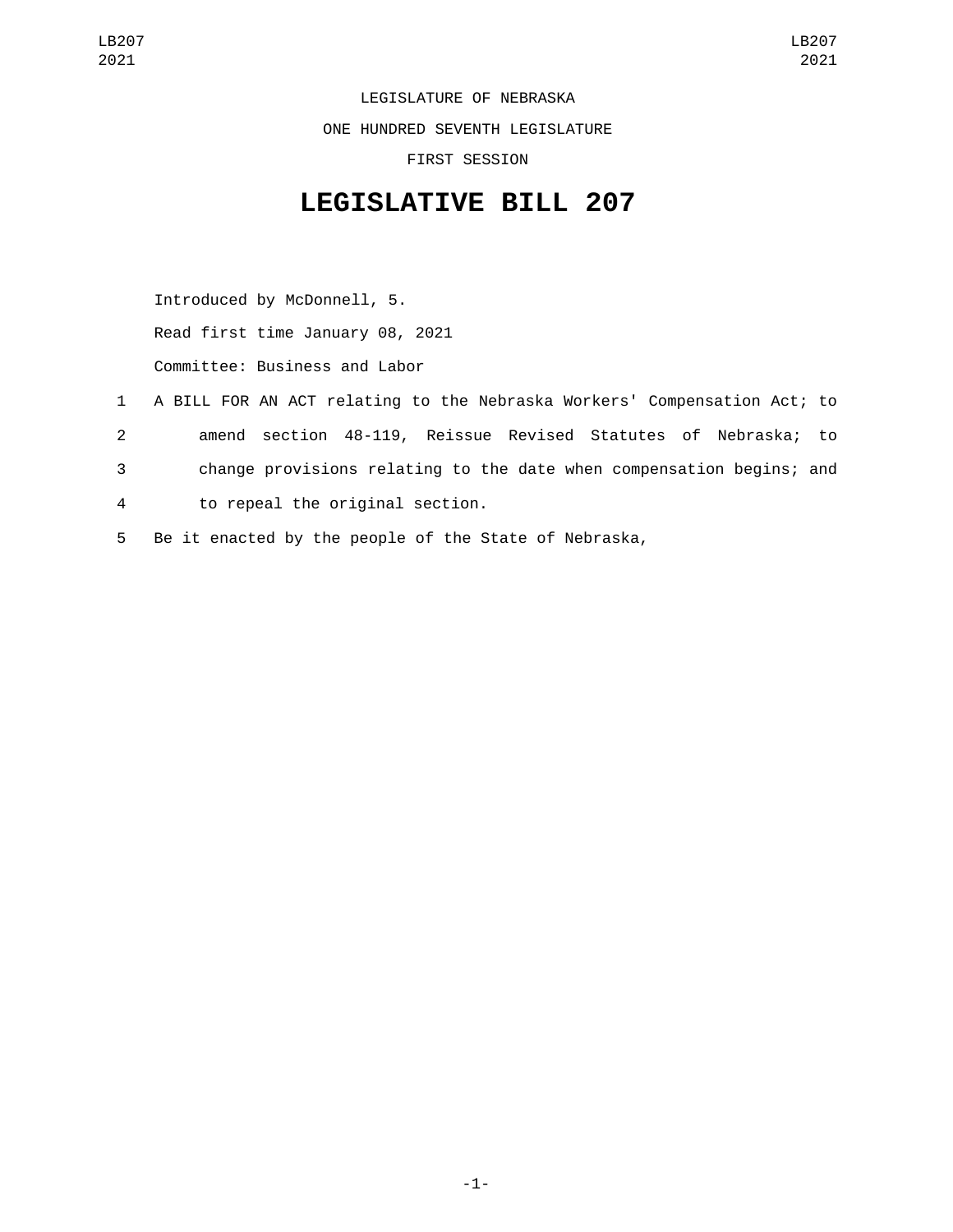LEGISLATURE OF NEBRASKA

ONE HUNDRED SEVENTH LEGISLATURE

FIRST SESSION

# LEGISLATIVE BILL 207

Introduced by McDonnell, 5.

Read first time January 08, 2021

Committee: Business and Labor

1 A BILL FOR AN ACT relating to the Nebraska Workers' Compensation Act; to
2 amend section 48-119, Reissue Revised Statutes of Nebraska; to
3 change provisions relating to the date when compensation begins; and
4 to repeal the original section.
5 Be it enacted by the people of the State of Nebraska,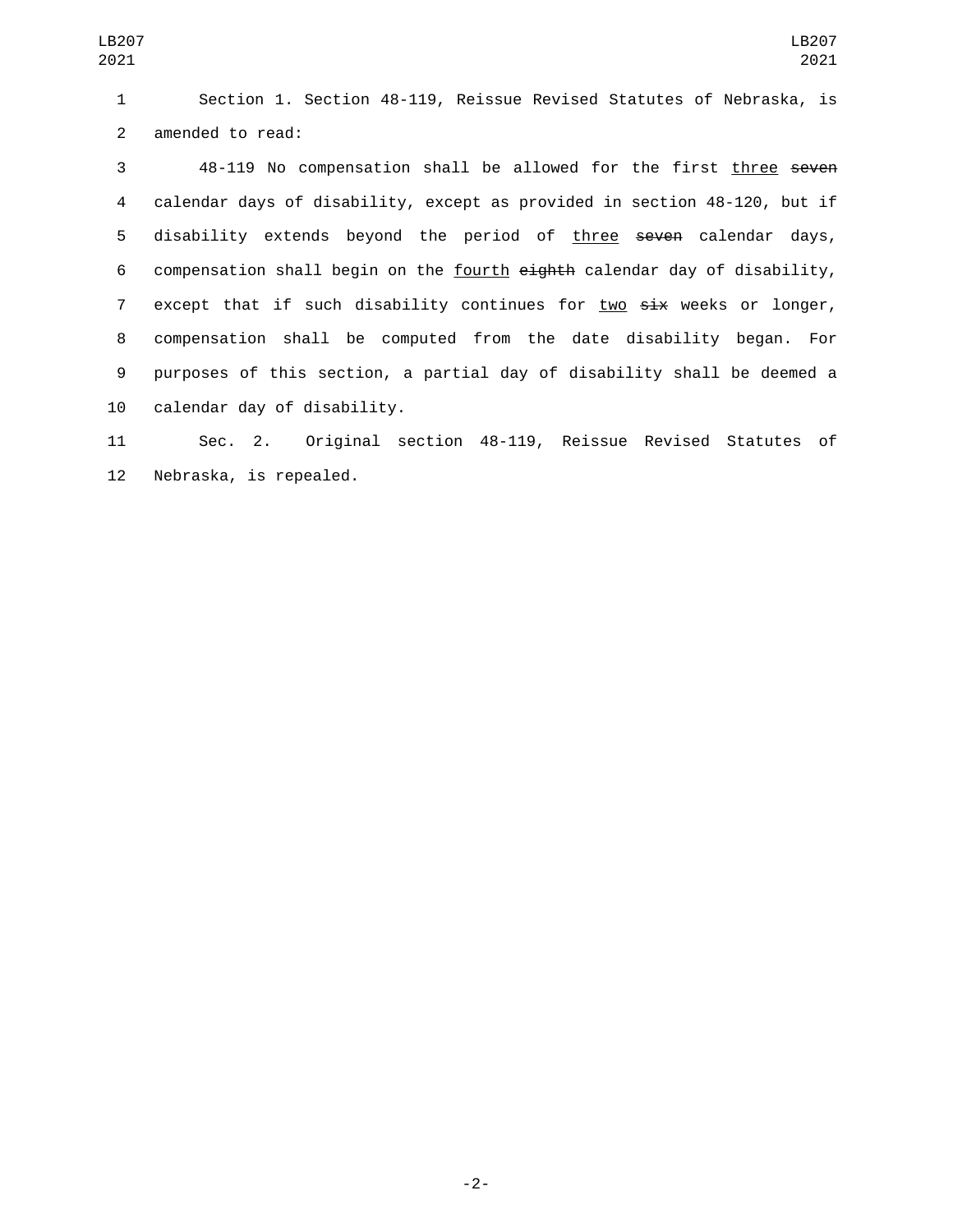Section 1. Section 48-119, Reissue Revised Statutes of Nebraska, is amended to read:

48-119 No compensation shall be allowed for the first <u>three</u> ~~seven~~ calendar days of disability, except as provided in section 48-120, but if disability extends beyond the period of <u>three</u> ~~seven~~ calendar days, compensation shall begin on the <u>fourth</u> ~~eighth~~ calendar day of disability, except that if such disability continues for <u>two</u> ~~six~~ weeks or longer, compensation shall be computed from the date disability began. For purposes of this section, a partial day of disability shall be deemed a calendar day of disability.

Sec. 2. Original section 48-119, Reissue Revised Statutes of Nebraska, is repealed.